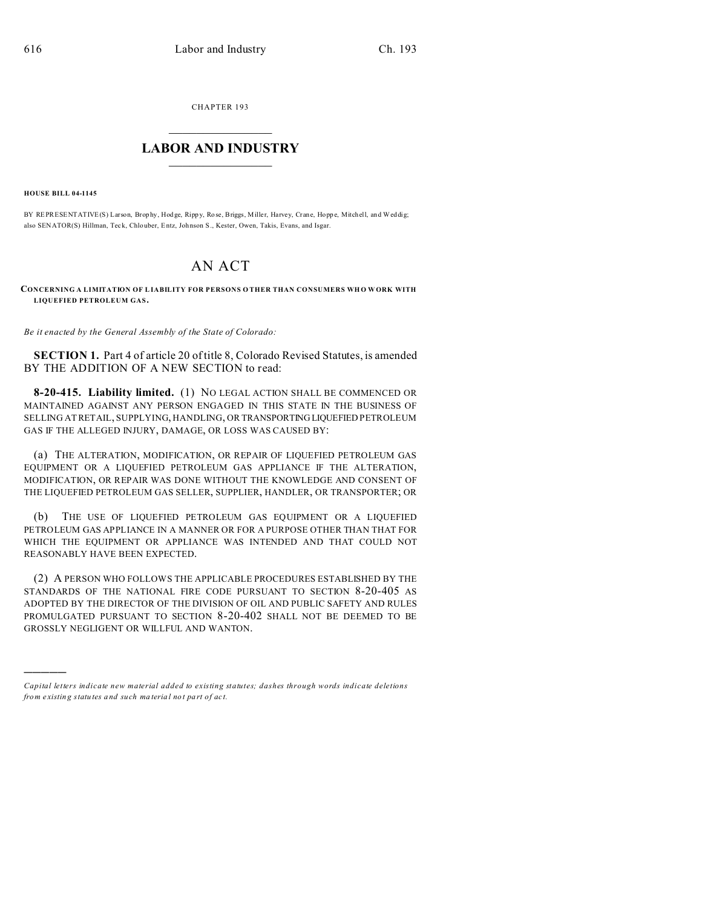CHAPTER 193

# LABOR AND INDUSTRY

**HOUSE BILL 04-1145**

BY REPRESENTATIVE(S) Larson, Brophy, Hodge, Rippy, Rose, Briggs, Miller, Harvey, Crane, Hoppe, Mitchell, and Weddig; also SENATOR(S) Hillman, Teck, Chlouber, Entz, Johnson S., Kester, Owen, Takis, Evans, and Isgar.

# AN ACT

**CONCERNING A LIMITATION OF LIABILITY FOR PERSONS OTHER THAN CONSUMERS WHO WORK WITH LIQUEFIED PETROLEUM GAS.**

*Be it enacted by the General Assembly of the State of Colorado:*

**SECTION 1.** Part 4 of article 20 of title 8, Colorado Revised Statutes, is amended BY THE ADDITION OF A NEW SECTION to read:

**8-20-415. Liability limited.** (1) NO LEGAL ACTION SHALL BE COMMENCED OR MAINTAINED AGAINST ANY PERSON ENGAGED IN THIS STATE IN THE BUSINESS OF SELLING AT RETAIL, SUPPLYING, HANDLING, OR TRANSPORTING LIQUEFIED PETROLEUM GAS IF THE ALLEGED INJURY, DAMAGE, OR LOSS WAS CAUSED BY:

(a) THE ALTERATION, MODIFICATION, OR REPAIR OF LIQUEFIED PETROLEUM GAS EQUIPMENT OR A LIQUEFIED PETROLEUM GAS APPLIANCE IF THE ALTERATION, MODIFICATION, OR REPAIR WAS DONE WITHOUT THE KNOWLEDGE AND CONSENT OF THE LIQUEFIED PETROLEUM GAS SELLER, SUPPLIER, HANDLER, OR TRANSPORTER; OR

(b) THE USE OF LIQUEFIED PETROLEUM GAS EQUIPMENT OR A LIQUEFIED PETROLEUM GAS APPLIANCE IN A MANNER OR FOR A PURPOSE OTHER THAN THAT FOR WHICH THE EQUIPMENT OR APPLIANCE WAS INTENDED AND THAT COULD NOT REASONABLY HAVE BEEN EXPECTED.

(2) A PERSON WHO FOLLOWS THE APPLICABLE PROCEDURES ESTABLISHED BY THE STANDARDS OF THE NATIONAL FIRE CODE PURSUANT TO SECTION 8-20-405 AS ADOPTED BY THE DIRECTOR OF THE DIVISION OF OIL AND PUBLIC SAFETY AND RULES PROMULGATED PURSUANT TO SECTION 8-20-402 SHALL NOT BE DEEMED TO BE GROSSLY NEGLIGENT OR WILLFUL AND WANTON.

---

*Capital letters indicate new material added to existing statutes; dashes through words indicate deletions from existing statutes and such material not part of act.*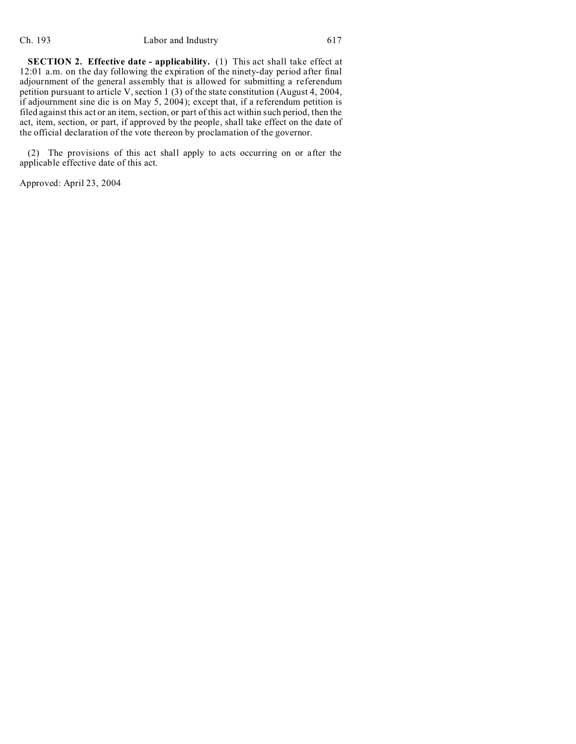**SECTION 2. Effective date - applicability.** (1) This act shall take effect at 12:01 a.m. on the day following the expiration of the ninety-day period after final adjournment of the general assembly that is allowed for submitting a referendum petition pursuant to article V, section 1 (3) of the state constitution (August 4, 2004, if adjournment sine die is on May 5, 2004); except that, if a referendum petition is filed against this act or an item, section, or part of this act within such period, then the act, item, section, or part, if approved by the people, shall take effect on the date of the official declaration of the vote thereon by proclamation of the governor.

(2) The provisions of this act shall apply to acts occurring on or after the applicable effective date of this act.

Approved: April 23, 2004